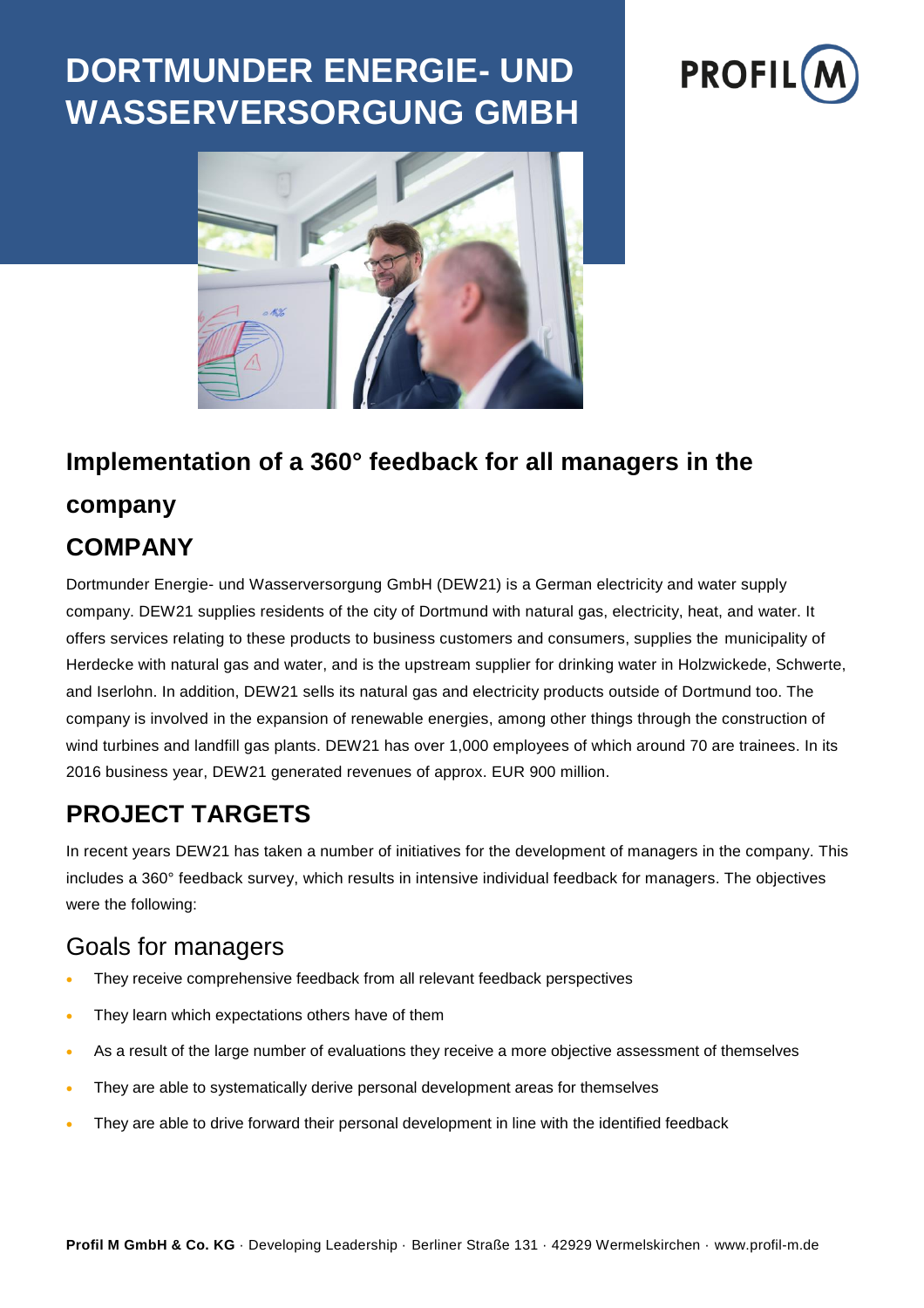# DORTMUNDER ENERGIE- UND WASSERVERSORGUNG GMBH

PROFIL M

## Implementation of a 360° feedback for all managers in the company

## COMPANY

Dortmunder Energie- und Wasserversorgung GmbH (DEW21) is a German electricity and water supply company. DEW21 supplies residents of the city of Dortmund with natural gas, electricity, heat, and water. It offers services relating to these products to business customers and consumers, supplies the municipality of Herdecke with natural gas and water, and is the upstream supplier for drinking water in Holzwickede, Schwerte, and Iserlohn. In addition, DEW21 sells its natural gas and electricity products outside of Dortmund too. The company is involved in the expansion of renewable energies, among other things through the construction of wind turbines and landfill gas plants. DEW21 has over 1,000 employees of which around 70 are trainees. In its 2016 business year, DEW21 generated revenues of approx. EUR 900 million.

## PROJECT TARGETS

In recent years DEW21 has taken a number of initiatives for the development of managers in the company. This includes a 360° feedback survey, which results in intensive individual feedback for managers. The objectives were the following:

### Goals for managers

- They receive comprehensive feedback from all relevant feedback perspectives
- They learn which expectations others have of them
- As a result of the large number of evaluations they receive a more objective assessment of themselves
- They are able to systematically derive personal development areas for themselves
- They are able to drive forward their personal development in line with the identified feedback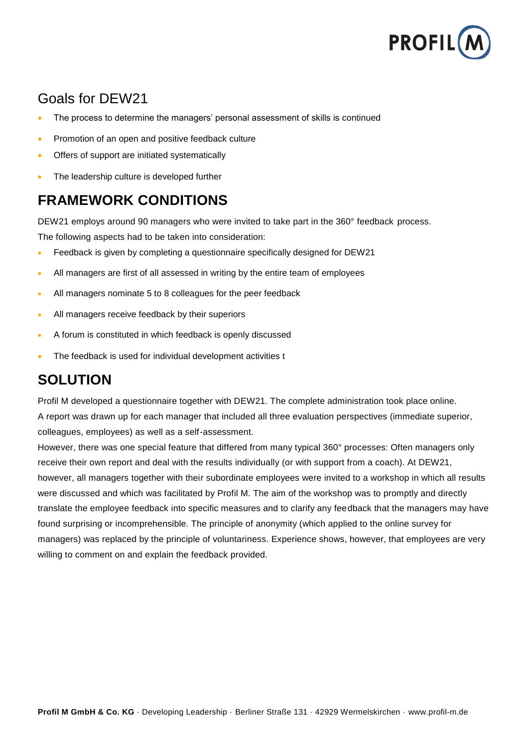## Goals for DEW21

- The process to determine the managers' personal assessment of skills is continued
- Promotion of an open and positive feedback culture
- Offers of support are initiated systematically
- The leadership culture is developed further

## FRAMEWORK CONDITIONS

DEW21 employs around 90 managers who were invited to take part in the 360° feedback process.
The following aspects had to be taken into consideration:

- Feedback is given by completing a questionnaire specifically designed for DEW21
- All managers are first of all assessed in writing by the entire team of employees
- All managers nominate 5 to 8 colleagues for the peer feedback
- All managers receive feedback by their superiors
- A forum is constituted in which feedback is openly discussed
- The feedback is used for individual development activities t

## SOLUTION

Profil M developed a questionnaire together with DEW21. The complete administration took place online.
A report was drawn up for each manager that included all three evaluation perspectives (immediate superior, colleagues, employees) as well as a self-assessment.
However, there was one special feature that differed from many typical 360° processes: Often managers only receive their own report and deal with the results individually (or with support from a coach). At DEW21, however, all managers together with their subordinate employees were invited to a workshop in which all results were discussed and which was facilitated by Profil M. The aim of the workshop was to promptly and directly translate the employee feedback into specific measures and to clarify any feedback that the managers may have found surprising or incomprehensible. The principle of anonymity (which applied to the online survey for managers) was replaced by the principle of voluntariness. Experience shows, however, that employees are very willing to comment on and explain the feedback provided.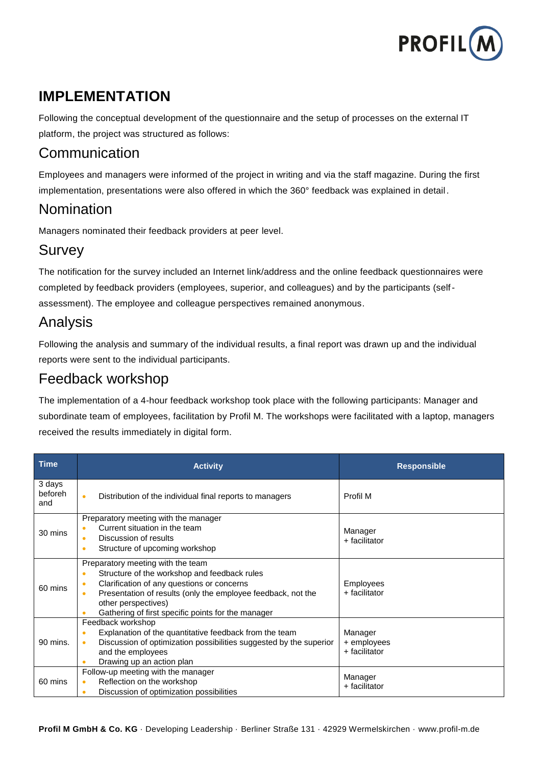# IMPLEMENTATION

Following the conceptual development of the questionnaire and the setup of processes on the external IT platform, the project was structured as follows:

## Communication

Employees and managers were informed of the project in writing and via the staff magazine. During the first implementation, presentations were also offered in which the 360° feedback was explained in detail.

## Nomination

Managers nominated their feedback providers at peer level.

## Survey

The notification for the survey included an Internet link/address and the online feedback questionnaires were completed by feedback providers (employees, superior, and colleagues) and by the participants (self-assessment). The employee and colleague perspectives remained anonymous.

## Analysis

Following the analysis and summary of the individual results, a final report was drawn up and the individual reports were sent to the individual participants.

## Feedback workshop

The implementation of a 4-hour feedback workshop took place with the following participants: Manager and subordinate team of employees, facilitation by Profil M. The workshops were facilitated with a laptop, managers received the results immediately in digital form.

| Time | Activity | Responsible |
|---|---|---|
| 3 days beforeh and | • Distribution of the individual final reports to managers | Profil M |
| 30 mins | Preparatory meeting with the manager<br>• Current situation in the team<br>• Discussion of results<br>• Structure of upcoming workshop | Manager<br>+ facilitator |
| 60 mins | Preparatory meeting with the team<br>• Structure of the workshop and feedback rules<br>• Clarification of any questions or concerns<br>• Presentation of results (only the employee feedback, not the other perspectives)<br>• Gathering of first specific points for the manager | Employees<br>+ facilitator |
| 90 mins. | Feedback workshop<br>• Explanation of the quantitative feedback from the team<br>• Discussion of optimization possibilities suggested by the superior and the employees<br>• Drawing up an action plan | Manager<br>+ employees<br>+ facilitator |
| 60 mins | Follow-up meeting with the manager<br>• Reflection on the workshop<br>• Discussion of optimization possibilities | Manager<br>+ facilitator |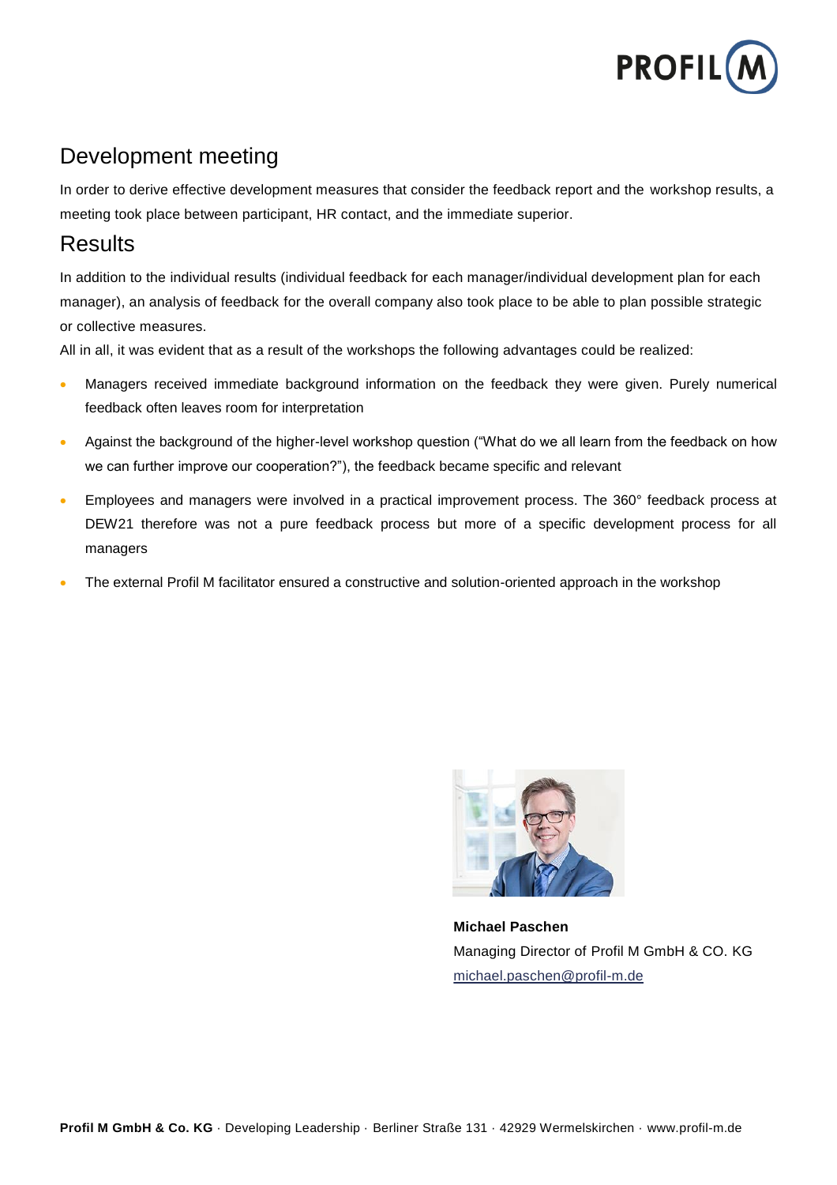## Development meeting

In order to derive effective development measures that consider the feedback report and the workshop results, a meeting took place between participant, HR contact, and the immediate superior.

## Results

In addition to the individual results (individual feedback for each manager/individual development plan for each manager), an analysis of feedback for the overall company also took place to be able to plan possible strategic or collective measures.

All in all, it was evident that as a result of the workshops the following advantages could be realized:

- Managers received immediate background information on the feedback they were given. Purely numerical feedback often leaves room for interpretation
- Against the background of the higher-level workshop question ("What do we all learn from the feedback on how we can further improve our cooperation?"), the feedback became specific and relevant
- Employees and managers were involved in a practical improvement process. The 360° feedback process at DEW21 therefore was not a pure feedback process but more of a specific development process for all managers
- The external Profil M facilitator ensured a constructive and solution-oriented approach in the workshop

**Michael Paschen**
Managing Director of Profil M GmbH & CO. KG
michael.paschen@profil-m.de

**Profil M GmbH & Co. KG** · Developing Leadership · Berliner Straße 131 · 42929 Wermelskirchen · www.profil-m.de